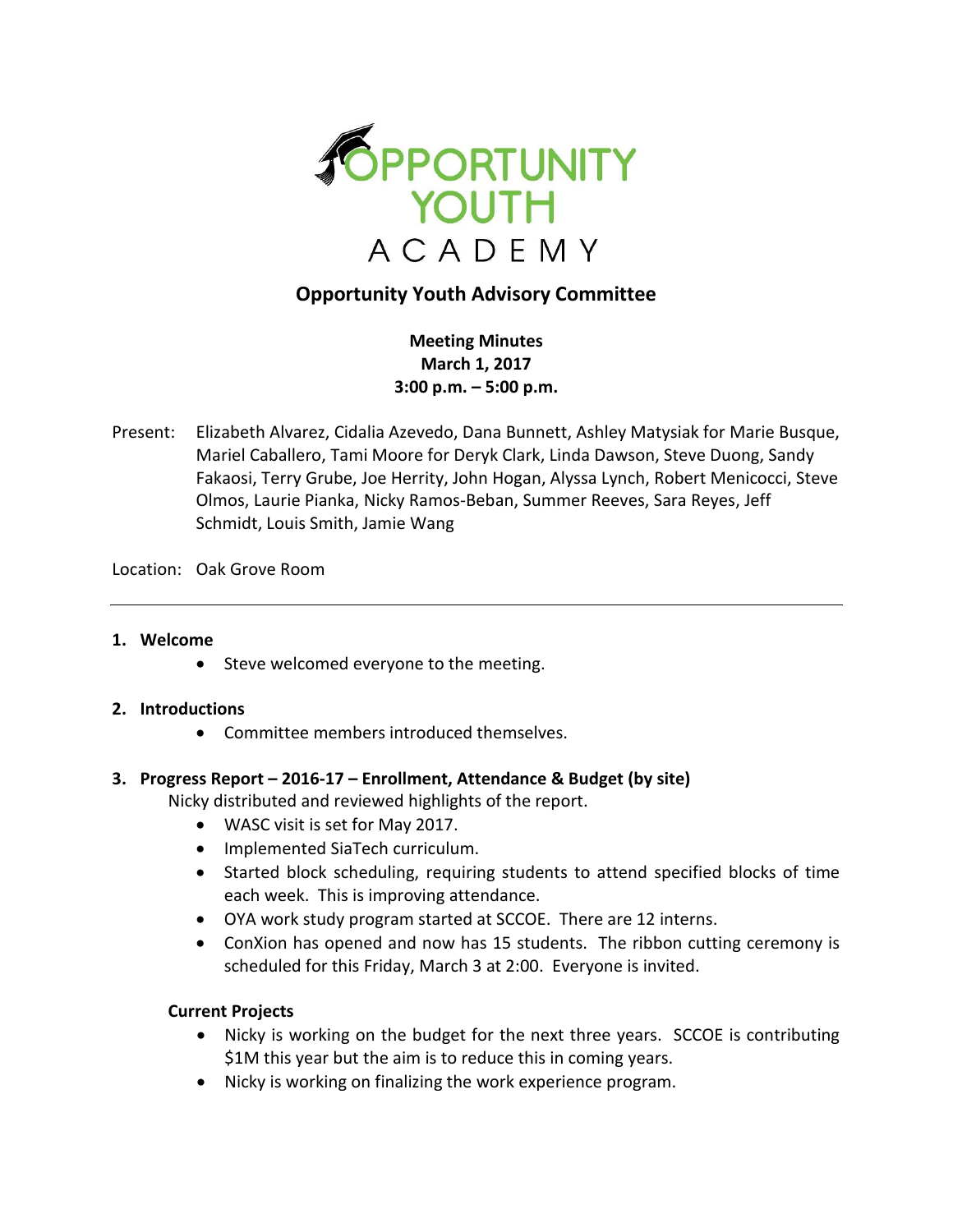# OPPORTUNITY YOUTH ACADEMY

## Opportunity Youth Advisory Committee

**Meeting Minutes**
**March 1, 2017**
**3:00 p.m. – 5:00 p.m.**

Present: Elizabeth Alvarez, Cidalia Azevedo, Dana Bunnett, Ashley Matysiak for Marie Busque, Mariel Caballero, Tami Moore for Deryk Clark, Linda Dawson, Steve Duong, Sandy Fakaosi, Terry Grube, Joe Herrity, John Hogan, Alyssa Lynch, Robert Menicocci, Steve Olmos, Laurie Pianka, Nicky Ramos-Beban, Summer Reeves, Sara Reyes, Jeff Schmidt, Louis Smith, Jamie Wang

Location: Oak Grove Room

---

**1. Welcome**

- Steve welcomed everyone to the meeting.

**2. Introductions**

- Committee members introduced themselves.

**3. Progress Report – 2016-17 – Enrollment, Attendance & Budget (by site)**

Nicky distributed and reviewed highlights of the report.

- WASC visit is set for May 2017.
- Implemented SiaTech curriculum.
- Started block scheduling, requiring students to attend specified blocks of time each week. This is improving attendance.
- OYA work study program started at SCCOE. There are 12 interns.
- ConXion has opened and now has 15 students. The ribbon cutting ceremony is scheduled for this Friday, March 3 at 2:00. Everyone is invited.

**Current Projects**

- Nicky is working on the budget for the next three years. SCCOE is contributing $1M this year but the aim is to reduce this in coming years.
- Nicky is working on finalizing the work experience program.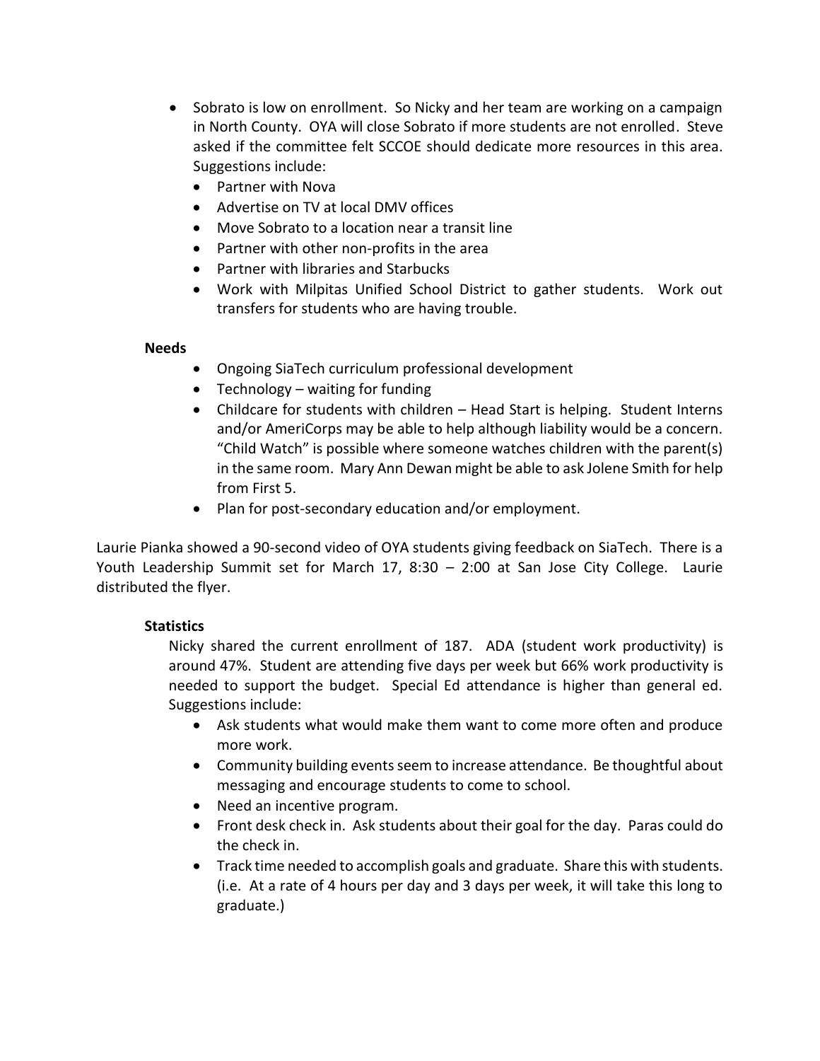- Sobrato is low on enrollment. So Nicky and her team are working on a campaign in North County. OYA will close Sobrato if more students are not enrolled. Steve asked if the committee felt SCCOE should dedicate more resources in this area. Suggestions include:
  - Partner with Nova
  - Advertise on TV at local DMV offices
  - Move Sobrato to a location near a transit line
  - Partner with other non-profits in the area
  - Partner with libraries and Starbucks
  - Work with Milpitas Unified School District to gather students. Work out transfers for students who are having trouble.

**Needs**

- Ongoing SiaTech curriculum professional development
- Technology – waiting for funding
- Childcare for students with children – Head Start is helping. Student Interns and/or AmeriCorps may be able to help although liability would be a concern. "Child Watch" is possible where someone watches children with the parent(s) in the same room. Mary Ann Dewan might be able to ask Jolene Smith for help from First 5.
- Plan for post-secondary education and/or employment.

Laurie Pianka showed a 90-second video of OYA students giving feedback on SiaTech. There is a Youth Leadership Summit set for March 17, 8:30 – 2:00 at San Jose City College. Laurie distributed the flyer.

**Statistics**

Nicky shared the current enrollment of 187. ADA (student work productivity) is around 47%. Student are attending five days per week but 66% work productivity is needed to support the budget. Special Ed attendance is higher than general ed. Suggestions include:

- Ask students what would make them want to come more often and produce more work.
- Community building events seem to increase attendance. Be thoughtful about messaging and encourage students to come to school.
- Need an incentive program.
- Front desk check in. Ask students about their goal for the day. Paras could do the check in.
- Track time needed to accomplish goals and graduate. Share this with students. (i.e. At a rate of 4 hours per day and 3 days per week, it will take this long to graduate.)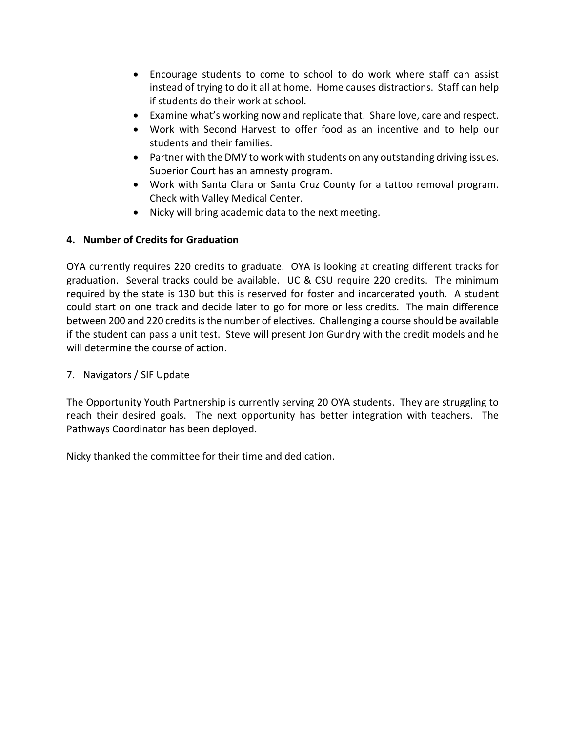- Encourage students to come to school to do work where staff can assist instead of trying to do it all at home. Home causes distractions. Staff can help if students do their work at school.
- Examine what's working now and replicate that. Share love, care and respect.
- Work with Second Harvest to offer food as an incentive and to help our students and their families.
- Partner with the DMV to work with students on any outstanding driving issues. Superior Court has an amnesty program.
- Work with Santa Clara or Santa Cruz County for a tattoo removal program. Check with Valley Medical Center.
- Nicky will bring academic data to the next meeting.

**4. Number of Credits for Graduation**

OYA currently requires 220 credits to graduate. OYA is looking at creating different tracks for graduation. Several tracks could be available. UC & CSU require 220 credits. The minimum required by the state is 130 but this is reserved for foster and incarcerated youth. A student could start on one track and decide later to go for more or less credits. The main difference between 200 and 220 credits is the number of electives. Challenging a course should be available if the student can pass a unit test. Steve will present Jon Gundry with the credit models and he will determine the course of action.

7. Navigators / SIF Update

The Opportunity Youth Partnership is currently serving 20 OYA students. They are struggling to reach their desired goals. The next opportunity has better integration with teachers. The Pathways Coordinator has been deployed.

Nicky thanked the committee for their time and dedication.